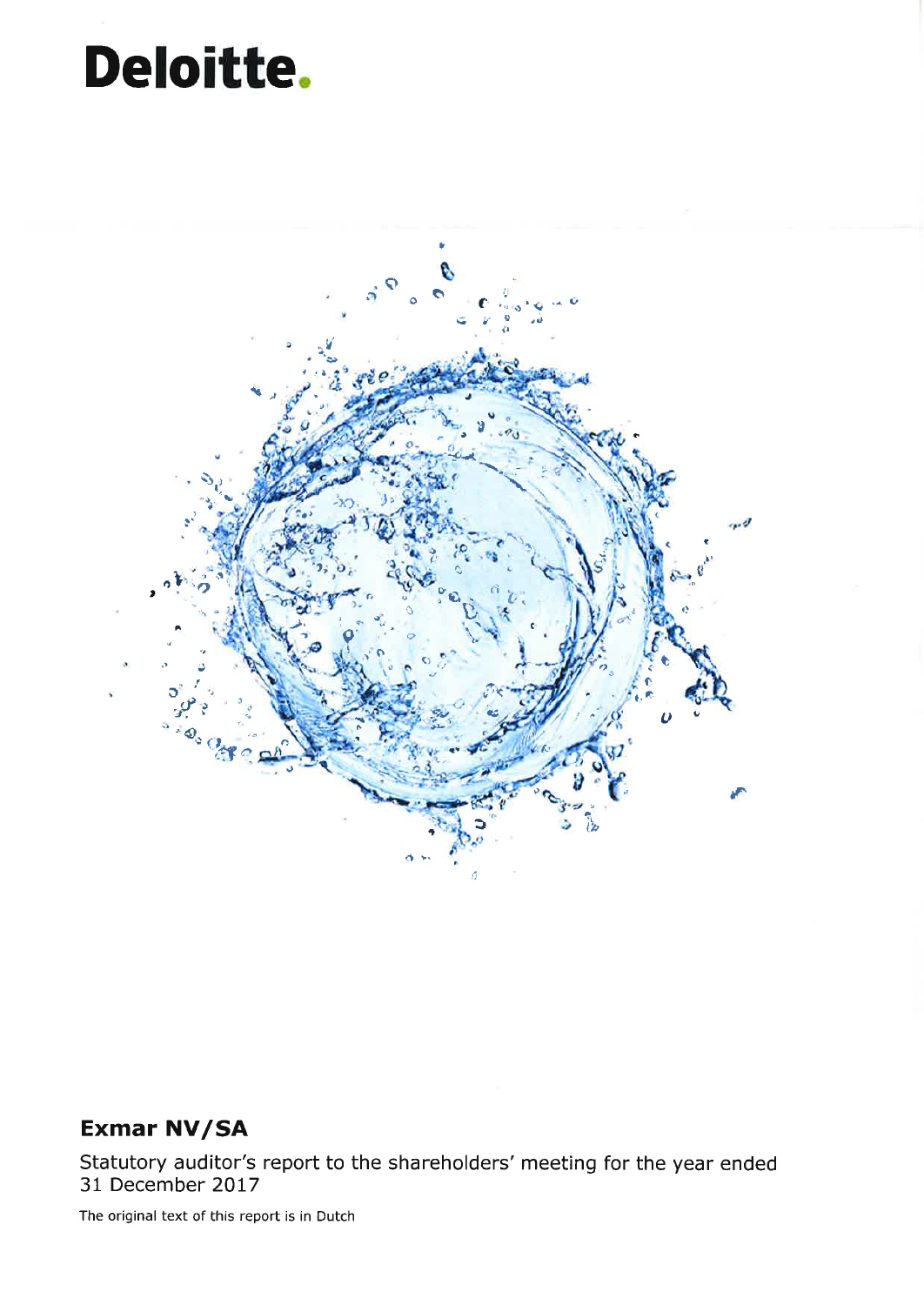Deloitte.

## Exmar NV/SA

Statutory auditor's report to the shareholders' meeting for the year ended 31 December 2017

The original text of this report is in Dutch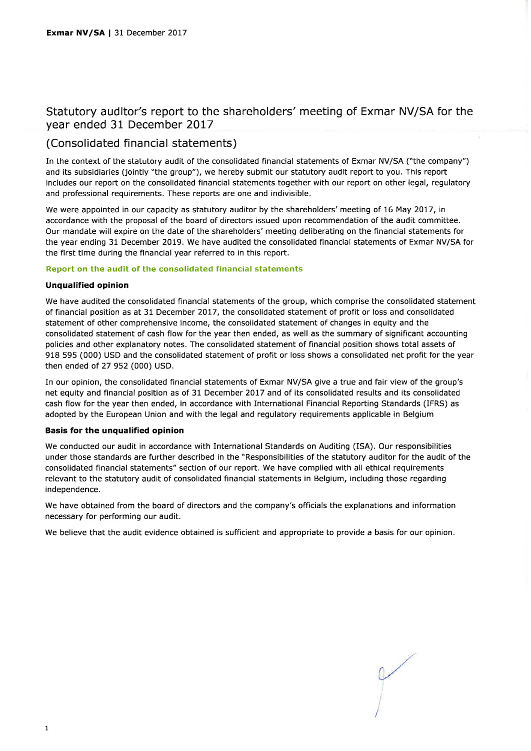# Statutory auditor's report to the shareholders' meeting of Exmar NV/SA for the year ended 31 December 2017

## (Consolidated financial statements)

In the context of the statutory audit of the consolidated financial statements of Exmar NV/SA ("the company") and its subsidiaries (jointly "the group"), we hereby submit our statutory audit report to you. This report includes our report on the consolidated financial statements together with our report on other legal, regulatory and professional requirements. These reports are one and indivisible.

We were appointed in our capacity as statutory auditor by the shareholders' meeting of 16 May 2017, in accordance with the proposal of the board of directors issued upon recommendation of the audit committee. Our mandate will expire on the date of the shareholders' meeting deliberating on the financial statements for the year ending 31 December 2019. We have audited the consolidated financial statements of Exmar NV/SA for the first time during the financial year referred to in this report.

### Report on the audit of the consolidated financial statements

#### Unqualified opinion

We have audited the consolidated financial statements of the group, which comprise the consolidated statement of financial position as at 31 December 2017, the consolidated statement of profit or loss and consolidated statement of other comprehensive income, the consolidated statement of changes in equity and the consolidated statement of cash flow for the year then ended, as well as the summary of significant accounting policies and other explanatory notes. The consolidated statement of financial position shows total assets of 918 595 (000) USD and the consolidated statement of profit or loss shows a consolidated net profit for the year then ended of 27 952 (000) USD.

In our opinion, the consolidated financial statements of Exmar NV/SA give a true and fair view of the group's net equity and financial position as of 31 December 2017 and of its consolidated results and its consolidated cash flow for the year then ended, in accordance with International Financial Reporting Standards (IFRS) as adopted by the European Union and with the legal and regulatory requirements applicable in Belgium

#### Basis for the unqualified opinion

We conducted our audit in accordance with International Standards on Auditing (ISA). Our responsibilities under those standards are further described in the "Responsibilities of the statutory auditor for the audit of the consolidated financial statements" section of our report. We have complied with all ethical requirements relevant to the statutory audit of consolidated financial statements in Belgium, including those regarding independence.

We have obtained from the board of directors and the company's officials the explanations and information necessary for performing our audit.

We believe that the audit evidence obtained is sufficient and appropriate to provide a basis for our opinion.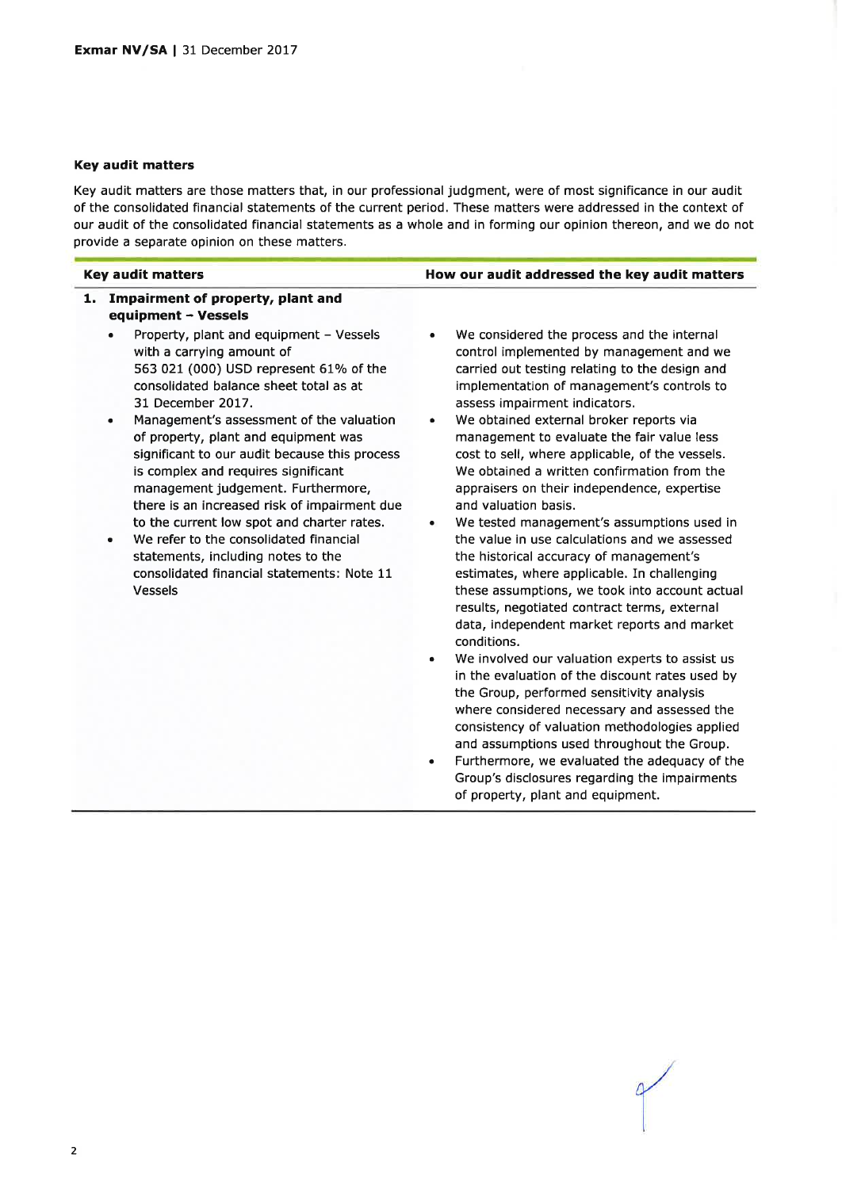### Key audit matters

Key audit matters are those matters that, in our professional judgment, were of most significance in our audit of the consolidated financial statements of the current period. These matters were addressed in the context of our audit of the consolidated financial statements as a whole and in forming our opinion thereon, and we do not provide a separate opinion on these matters.

| Key audit matters | How our audit addressed the key audit matters |
|---|---|
| **1. Impairment of property, plant and equipment – Vessels**<br>• Property, plant and equipment – Vessels with a carrying amount of 563 021 (000) USD represent 61% of the consolidated balance sheet total as at 31 December 2017.<br>• Management's assessment of the valuation of property, plant and equipment was significant to our audit because this process is complex and requires significant management judgement. Furthermore, there is an increased risk of impairment due to the current low spot and charter rates.<br>• We refer to the consolidated financial statements, including notes to the consolidated financial statements: Note 11 Vessels | • We considered the process and the internal control implemented by management and we carried out testing relating to the design and implementation of management's controls to assess impairment indicators.<br>• We obtained external broker reports via management to evaluate the fair value less cost to sell, where applicable, of the vessels. We obtained a written confirmation from the appraisers on their independence, expertise and valuation basis.<br>• We tested management's assumptions used in the value in use calculations and we assessed the historical accuracy of management's estimates, where applicable. In challenging these assumptions, we took into account actual results, negotiated contract terms, external data, independent market reports and market conditions.<br>• We involved our valuation experts to assist us in the evaluation of the discount rates used by the Group, performed sensitivity analysis where considered necessary and assessed the consistency of valuation methodologies applied and assumptions used throughout the Group.<br>• Furthermore, we evaluated the adequacy of the Group's disclosures regarding the impairments of property, plant and equipment. |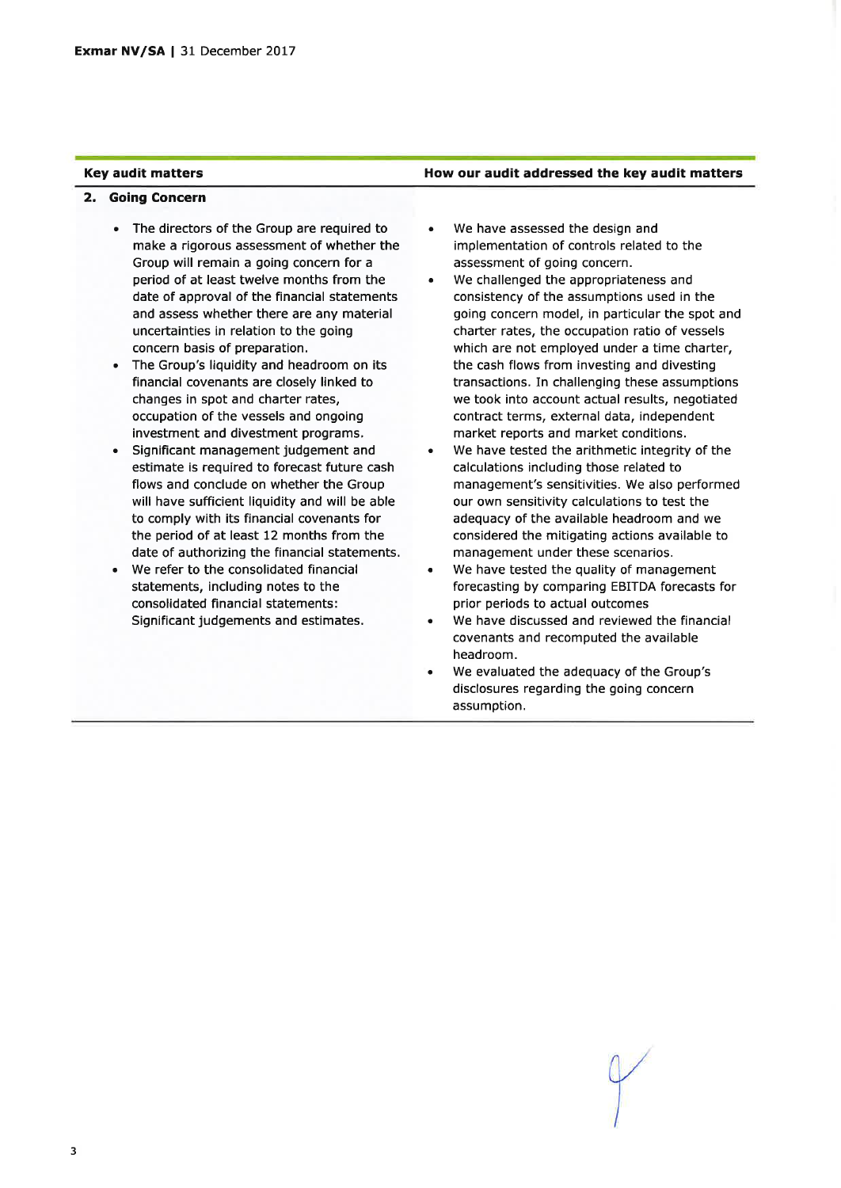| Key audit matters | How our audit addressed the key audit matters |
|---|---|
| **2. Going Concern** | |
| • The directors of the Group are required to make a rigorous assessment of whether the Group will remain a going concern for a period of at least twelve months from the date of approval of the financial statements and assess whether there are any material uncertainties in relation to the going concern basis of preparation.<br>• The Group's liquidity and headroom on its financial covenants are closely linked to changes in spot and charter rates, occupation of the vessels and ongoing investment and divestment programs.<br>• Significant management judgement and estimate is required to forecast future cash flows and conclude on whether the Group will have sufficient liquidity and will be able to comply with its financial covenants for the period of at least 12 months from the date of authorizing the financial statements.<br>• We refer to the consolidated financial statements, including notes to the consolidated financial statements: Significant judgements and estimates. | • We have assessed the design and implementation of controls related to the assessment of going concern.<br>• We challenged the appropriateness and consistency of the assumptions used in the going concern model, in particular the spot and charter rates, the occupation ratio of vessels which are not employed under a time charter, the cash flows from investing and divesting transactions. In challenging these assumptions we took into account actual results, negotiated contract terms, external data, independent market reports and market conditions.<br>• We have tested the arithmetic integrity of the calculations including those related to management's sensitivities. We also performed our own sensitivity calculations to test the adequacy of the available headroom and we considered the mitigating actions available to management under these scenarios.<br>• We have tested the quality of management forecasting by comparing EBITDA forecasts for prior periods to actual outcomes<br>• We have discussed and reviewed the financial covenants and recomputed the available headroom.<br>• We evaluated the adequacy of the Group's disclosures regarding the going concern assumption. |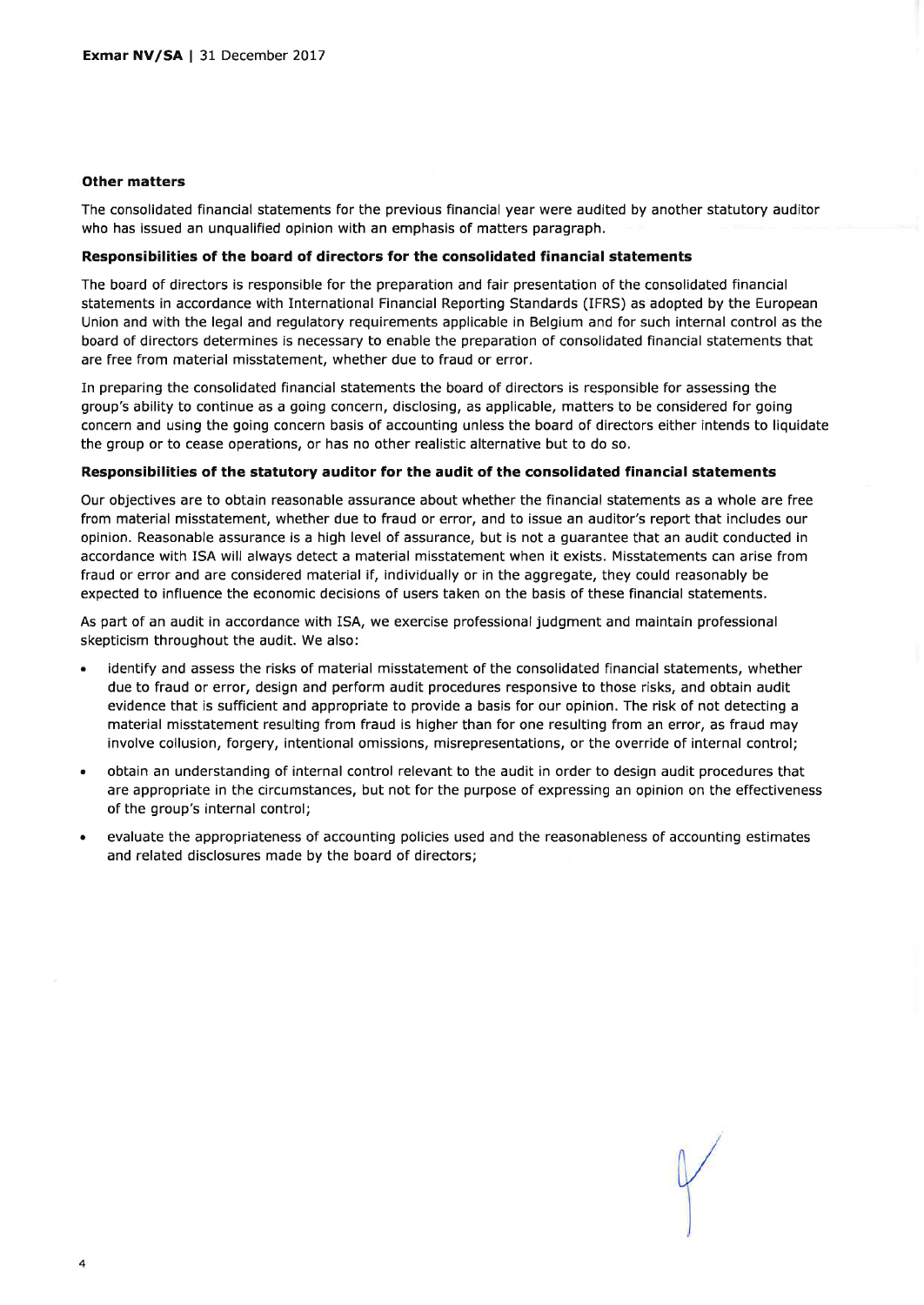### Other matters

The consolidated financial statements for the previous financial year were audited by another statutory auditor who has issued an unqualified opinion with an emphasis of matters paragraph.

### Responsibilities of the board of directors for the consolidated financial statements

The board of directors is responsible for the preparation and fair presentation of the consolidated financial statements in accordance with International Financial Reporting Standards (IFRS) as adopted by the European Union and with the legal and regulatory requirements applicable in Belgium and for such internal control as the board of directors determines is necessary to enable the preparation of consolidated financial statements that are free from material misstatement, whether due to fraud or error.

In preparing the consolidated financial statements the board of directors is responsible for assessing the group's ability to continue as a going concern, disclosing, as applicable, matters to be considered for going concern and using the going concern basis of accounting unless the board of directors either intends to liquidate the group or to cease operations, or has no other realistic alternative but to do so.

### Responsibilities of the statutory auditor for the audit of the consolidated financial statements

Our objectives are to obtain reasonable assurance about whether the financial statements as a whole are free from material misstatement, whether due to fraud or error, and to issue an auditor's report that includes our opinion. Reasonable assurance is a high level of assurance, but is not a guarantee that an audit conducted in accordance with ISA will always detect a material misstatement when it exists. Misstatements can arise from fraud or error and are considered material if, individually or in the aggregate, they could reasonably be expected to influence the economic decisions of users taken on the basis of these financial statements.

As part of an audit in accordance with ISA, we exercise professional judgment and maintain professional skepticism throughout the audit. We also:

- identify and assess the risks of material misstatement of the consolidated financial statements, whether due to fraud or error, design and perform audit procedures responsive to those risks, and obtain audit evidence that is sufficient and appropriate to provide a basis for our opinion. The risk of not detecting a material misstatement resulting from fraud is higher than for one resulting from an error, as fraud may involve collusion, forgery, intentional omissions, misrepresentations, or the override of internal control;
- obtain an understanding of internal control relevant to the audit in order to design audit procedures that are appropriate in the circumstances, but not for the purpose of expressing an opinion on the effectiveness of the group's internal control;
- evaluate the appropriateness of accounting policies used and the reasonableness of accounting estimates and related disclosures made by the board of directors;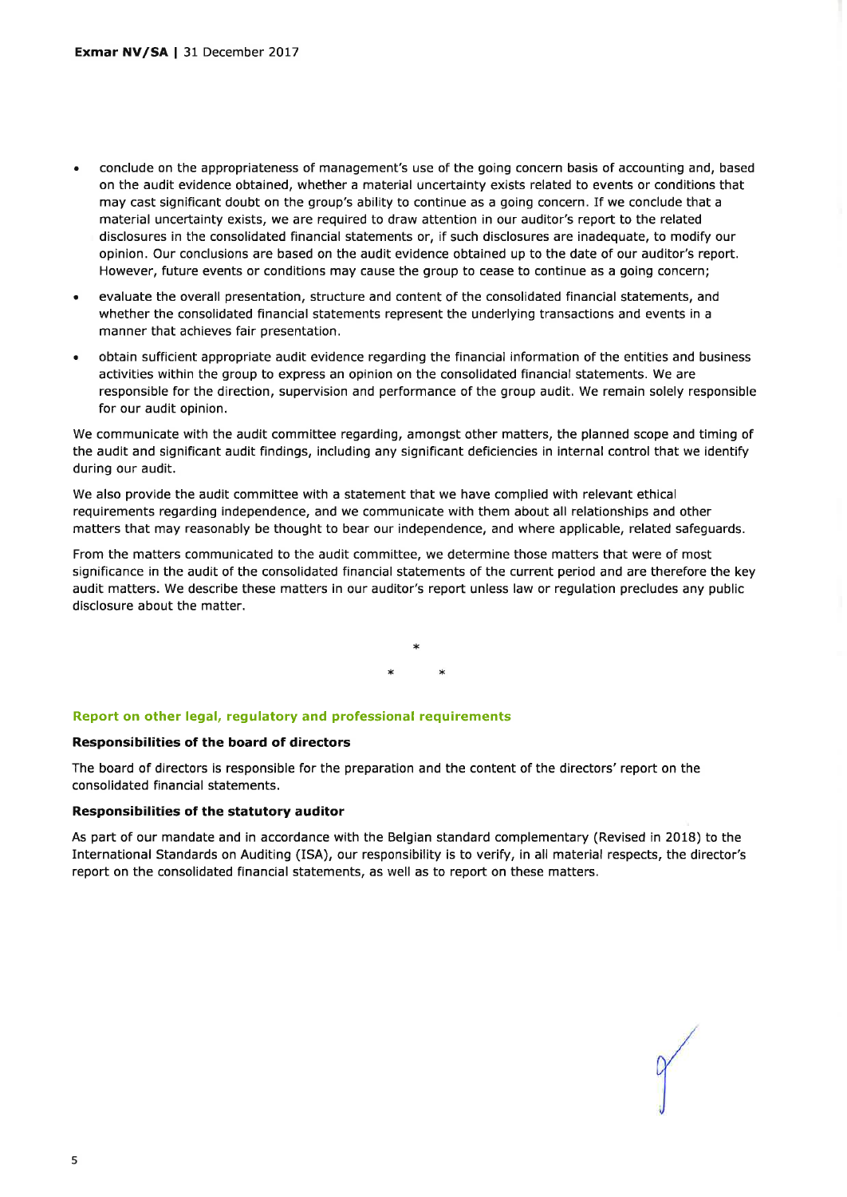- conclude on the appropriateness of management's use of the going concern basis of accounting and, based on the audit evidence obtained, whether a material uncertainty exists related to events or conditions that may cast significant doubt on the group's ability to continue as a going concern. If we conclude that a material uncertainty exists, we are required to draw attention in our auditor's report to the related disclosures in the consolidated financial statements or, if such disclosures are inadequate, to modify our opinion. Our conclusions are based on the audit evidence obtained up to the date of our auditor's report. However, future events or conditions may cause the group to cease to continue as a going concern;
- evaluate the overall presentation, structure and content of the consolidated financial statements, and whether the consolidated financial statements represent the underlying transactions and events in a manner that achieves fair presentation.
- obtain sufficient appropriate audit evidence regarding the financial information of the entities and business activities within the group to express an opinion on the consolidated financial statements. We are responsible for the direction, supervision and performance of the group audit. We remain solely responsible for our audit opinion.

We communicate with the audit committee regarding, amongst other matters, the planned scope and timing of the audit and significant audit findings, including any significant deficiencies in internal control that we identify during our audit.

We also provide the audit committee with a statement that we have complied with relevant ethical requirements regarding independence, and we communicate with them about all relationships and other matters that may reasonably be thought to bear our independence, and where applicable, related safeguards.

From the matters communicated to the audit committee, we determine those matters that were of most significance in the audit of the consolidated financial statements of the current period and are therefore the key audit matters. We describe these matters in our auditor's report unless law or regulation precludes any public disclosure about the matter.

\*

\* \*

## Report on other legal, regulatory and professional requirements

### Responsibilities of the board of directors

The board of directors is responsible for the preparation and the content of the directors' report on the consolidated financial statements.

### Responsibilities of the statutory auditor

As part of our mandate and in accordance with the Belgian standard complementary (Revised in 2018) to the International Standards on Auditing (ISA), our responsibility is to verify, in all material respects, the director's report on the consolidated financial statements, as well as to report on these matters.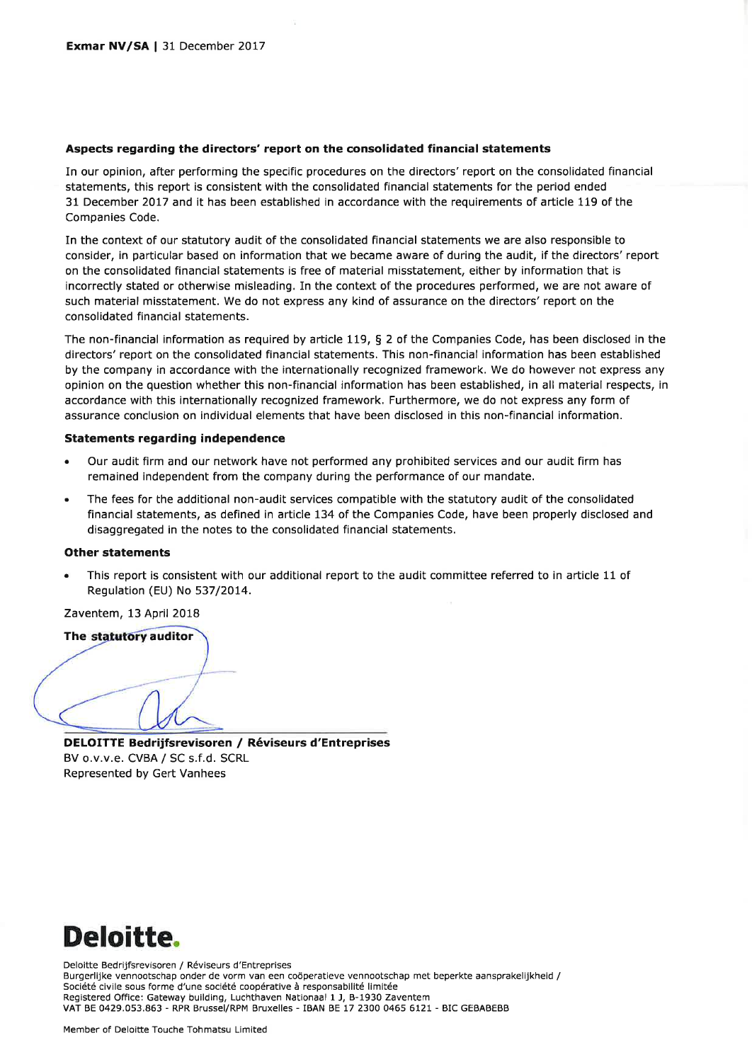**Aspects regarding the directors' report on the consolidated financial statements**

In our opinion, after performing the specific procedures on the directors' report on the consolidated financial statements, this report is consistent with the consolidated financial statements for the period ended 31 December 2017 and it has been established in accordance with the requirements of article 119 of the Companies Code.

In the context of our statutory audit of the consolidated financial statements we are also responsible to consider, in particular based on information that we became aware of during the audit, if the directors' report on the consolidated financial statements is free of material misstatement, either by information that is incorrectly stated or otherwise misleading. In the context of the procedures performed, we are not aware of such material misstatement. We do not express any kind of assurance on the directors' report on the consolidated financial statements.

The non-financial information as required by article 119, § 2 of the Companies Code, has been disclosed in the directors' report on the consolidated financial statements. This non-financial information has been established by the company in accordance with the internationally recognized framework. We do however not express any opinion on the question whether this non-financial information has been established, in all material respects, in accordance with this internationally recognized framework. Furthermore, we do not express any form of assurance conclusion on individual elements that have been disclosed in this non-financial information.

**Statements regarding independence**

- Our audit firm and our network have not performed any prohibited services and our audit firm has remained independent from the company during the performance of our mandate.
- The fees for the additional non-audit services compatible with the statutory audit of the consolidated financial statements, as defined in article 134 of the Companies Code, have been properly disclosed and disaggregated in the notes to the consolidated financial statements.

**Other statements**

- This report is consistent with our additional report to the audit committee referred to in article 11 of Regulation (EU) No 537/2014.

Zaventem, 13 April 2018

**The statutory auditor**

**DELOITTE Bedrijfsrevisoren / Réviseurs d'Entreprises**
BV o.v.v.e. CVBA / SC s.f.d. SCRL
Represented by Gert Vanhees

**Deloitte.**

Deloitte Bedrijfsrevisoren / Réviseurs d'Entreprises
Burgerlijke vennootschap onder de vorm van een coöperatieve vennootschap met beperkte aansprakelijkheid / Société civile sous forme d'une société coopérative à responsabilité limitée
Registered Office: Gateway building, Luchthaven Nationaal 1 J, B-1930 Zaventem
VAT BE 0429.053.863 - RPR Brussel/RPM Bruxelles - IBAN BE 17 2300 0465 6121 - BIC GEBABEBB

Member of Deloitte Touche Tohmatsu Limited